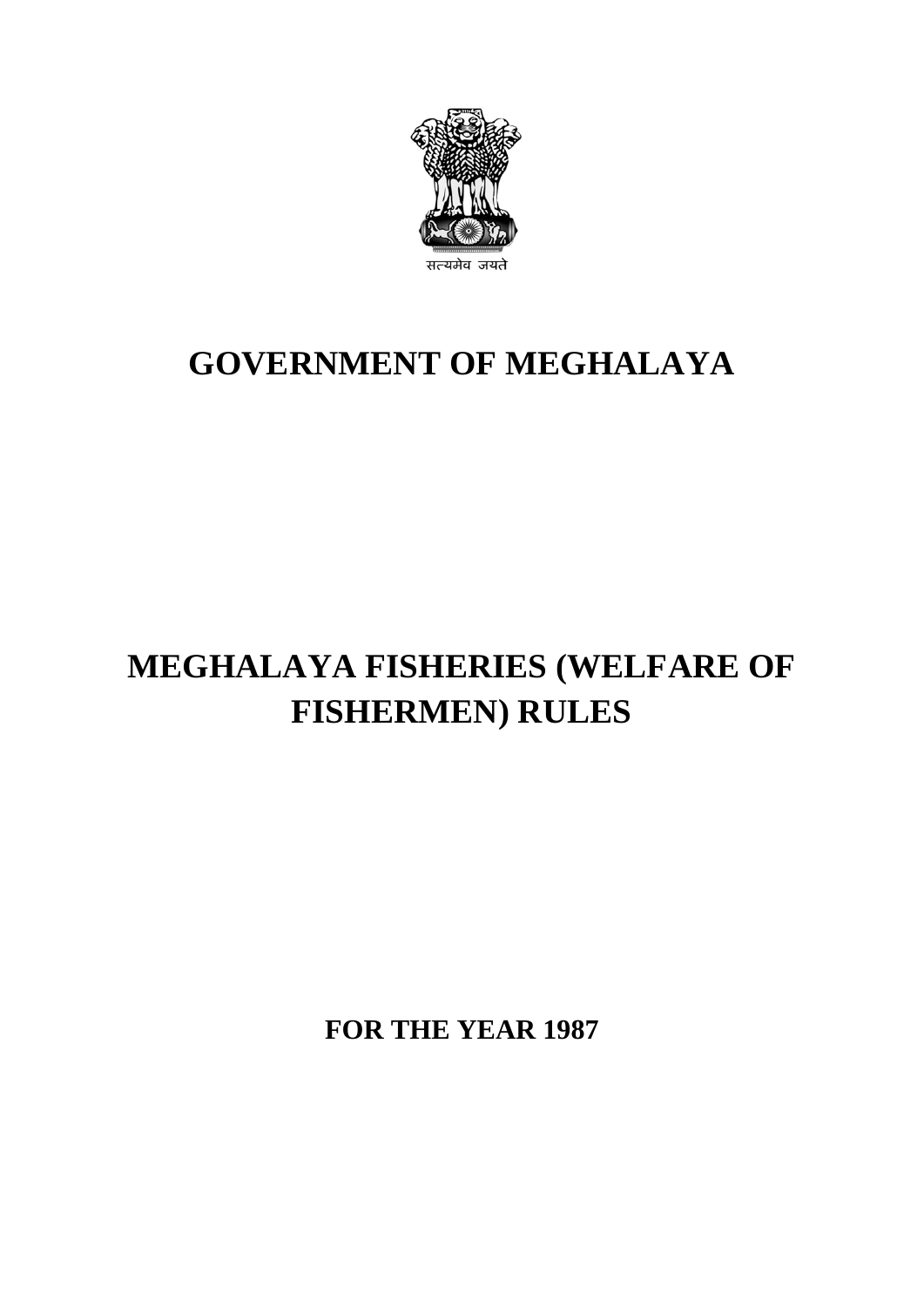सत्यमेव जयते

# GOVERNMENT OF MEGHALAYA

# MEGHALAYA FISHERIES (WELFARE OF FISHERMEN) RULES

**FOR THE YEAR 1987**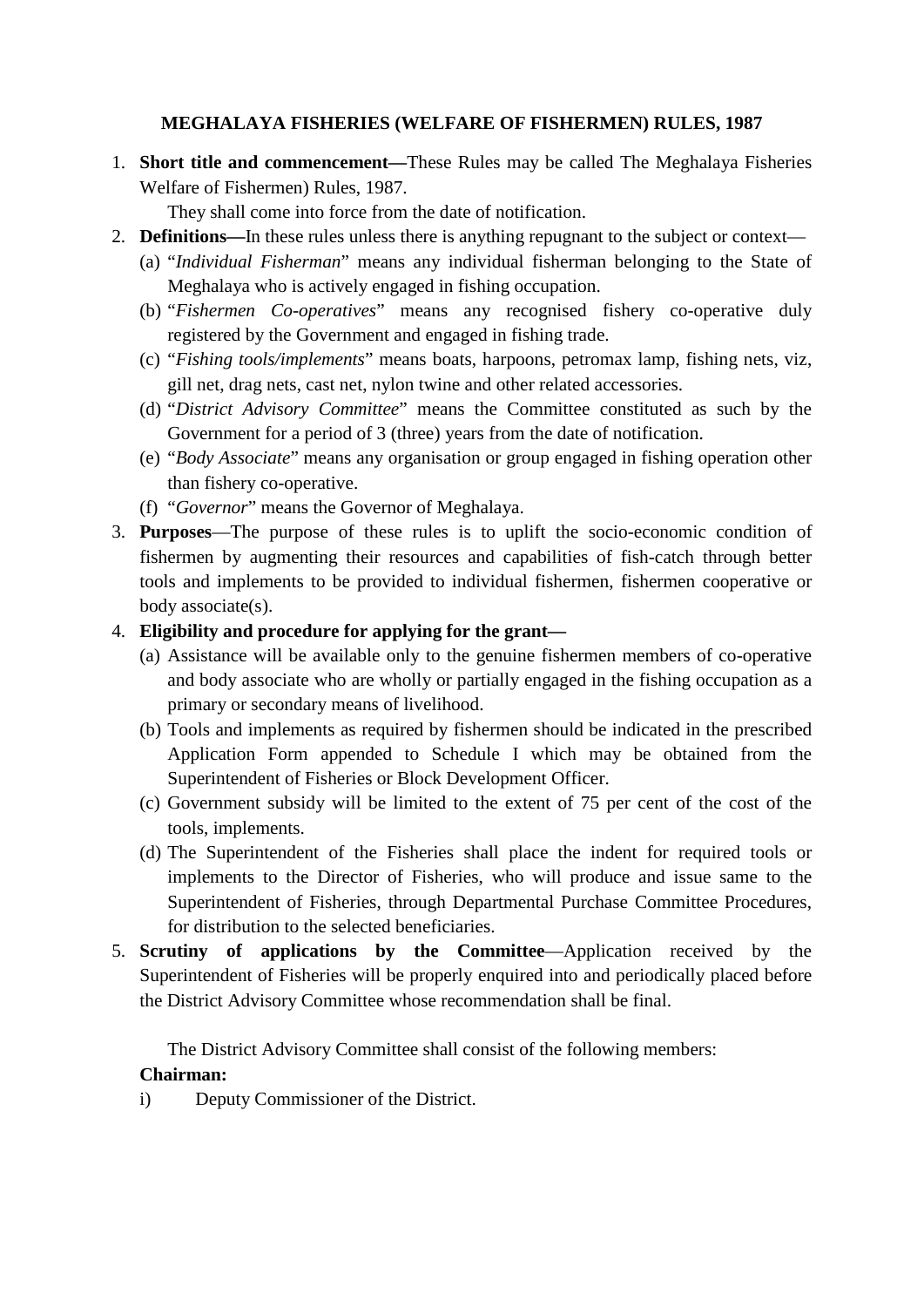**MEGHALAYA FISHERIES (WELFARE OF FISHERMEN) RULES, 1987**

1. **Short title and commencement—**These Rules may be called The Meghalaya Fisheries Welfare of Fishermen) Rules, 1987.

   They shall come into force from the date of notification.

2. **Definitions—**In these rules unless there is anything repugnant to the subject or context—
   (a) "*Individual Fisherman*" means any individual fisherman belonging to the State of Meghalaya who is actively engaged in fishing occupation.
   (b) "*Fishermen Co-operatives*" means any recognised fishery co-operative duly registered by the Government and engaged in fishing trade.
   (c) "*Fishing tools/implements*" means boats, harpoons, petromax lamp, fishing nets, viz, gill net, drag nets, cast net, nylon twine and other related accessories.
   (d) "*District Advisory Committee*" means the Committee constituted as such by the Government for a period of 3 (three) years from the date of notification.
   (e) "*Body Associate*" means any organisation or group engaged in fishing operation other than fishery co-operative.
   (f) "*Governor*" means the Governor of Meghalaya.

3. **Purposes**—The purpose of these rules is to uplift the socio-economic condition of fishermen by augmenting their resources and capabilities of fish-catch through better tools and implements to be provided to individual fishermen, fishermen cooperative or body associate(s).

4. **Eligibility and procedure for applying for the grant—**
   (a) Assistance will be available only to the genuine fishermen members of co-operative and body associate who are wholly or partially engaged in the fishing occupation as a primary or secondary means of livelihood.
   (b) Tools and implements as required by fishermen should be indicated in the prescribed Application Form appended to Schedule I which may be obtained from the Superintendent of Fisheries or Block Development Officer.
   (c) Government subsidy will be limited to the extent of 75 per cent of the cost of the tools, implements.
   (d) The Superintendent of the Fisheries shall place the indent for required tools or implements to the Director of Fisheries, who will produce and issue same to the Superintendent of Fisheries, through Departmental Purchase Committee Procedures, for distribution to the selected beneficiaries.

5. **Scrutiny of applications by the Committee**—Application received by the Superintendent of Fisheries will be properly enquired into and periodically placed before the District Advisory Committee whose recommendation shall be final.

   The District Advisory Committee shall consist of the following members:

   **Chairman:**

   i) Deputy Commissioner of the District.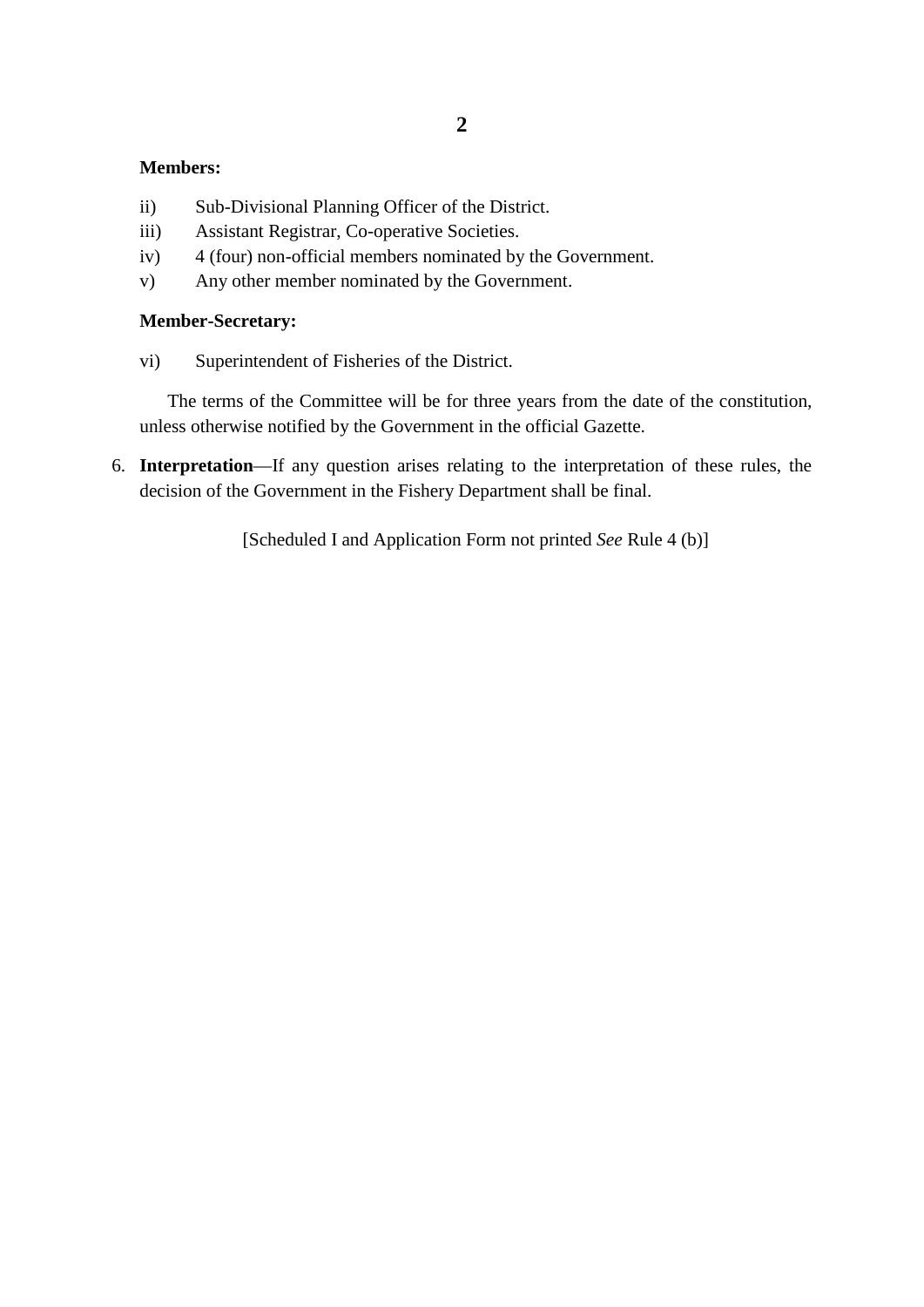**Members:**

ii) Sub-Divisional Planning Officer of the District.

iii) Assistant Registrar, Co-operative Societies.

iv) 4 (four) non-official members nominated by the Government.

v) Any other member nominated by the Government.

**Member-Secretary:**

vi) Superintendent of Fisheries of the District.

The terms of the Committee will be for three years from the date of the constitution, unless otherwise notified by the Government in the official Gazette.

6. **Interpretation**—If any question arises relating to the interpretation of these rules, the decision of the Government in the Fishery Department shall be final.

[Scheduled I and Application Form not printed *See* Rule 4 (b)]